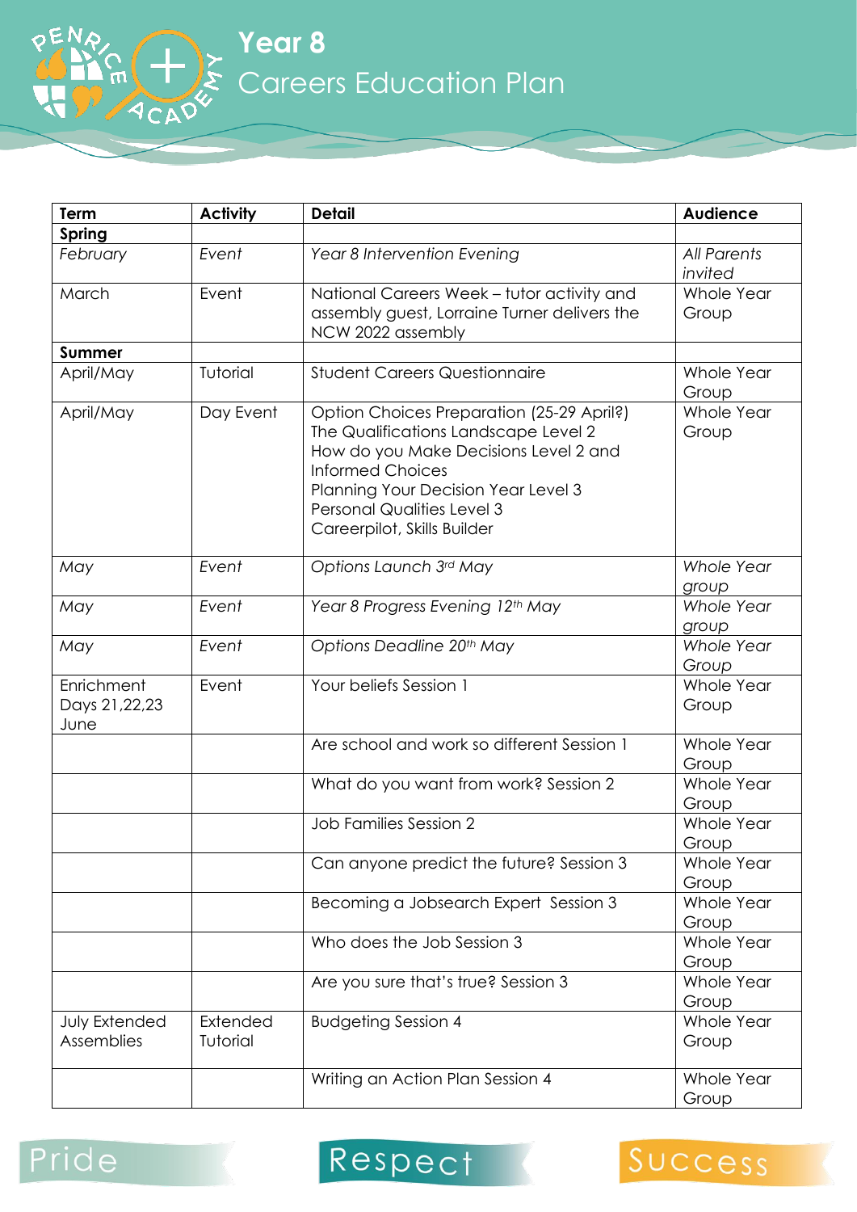# Year 8
## Careers Education Plan

| Term | Activity | Detail | Audience |
|---|---|---|---|
| **Spring** | | | |
| *February* | *Event* | *Year 8 Intervention Evening* | *All Parents invited* |
| March | Event | National Careers Week – tutor activity and assembly guest, Lorraine Turner delivers the NCW 2022 assembly | Whole Year Group |
| **Summer** | | | |
| April/May | Tutorial | Student Careers Questionnaire | Whole Year Group |
| April/May | Day Event | Option Choices Preparation (25-29 April?)<br>The Qualifications Landscape Level 2<br>How do you Make Decisions Level 2 and Informed Choices<br>Planning Your Decision Year Level 3<br>Personal Qualities Level 3<br>Careerpilot, Skills Builder | Whole Year Group |
| *May* | *Event* | *Options Launch 3rd May* | *Whole Year group* |
| *May* | *Event* | *Year 8 Progress Evening 12th May* | *Whole Year group* |
| *May* | *Event* | *Options Deadline 20th May* | *Whole Year Group* |
| Enrichment Days 21,22,23 June | Event | Your beliefs Session 1 | Whole Year Group |
| | | Are school and work so different Session 1 | Whole Year Group |
| | | What do you want from work? Session 2 | Whole Year Group |
| | | Job Families Session 2 | Whole Year Group |
| | | Can anyone predict the future? Session 3 | Whole Year Group |
| | | Becoming a Jobsearch Expert Session 3 | Whole Year Group |
| | | Who does the Job Session 3 | Whole Year Group |
| | | Are you sure that's true? Session 3 | Whole Year Group |
| July Extended Assemblies | Extended Tutorial | Budgeting Session 4 | Whole Year Group |
| | | Writing an Action Plan Session 4 | Whole Year Group |

Pride Respect Success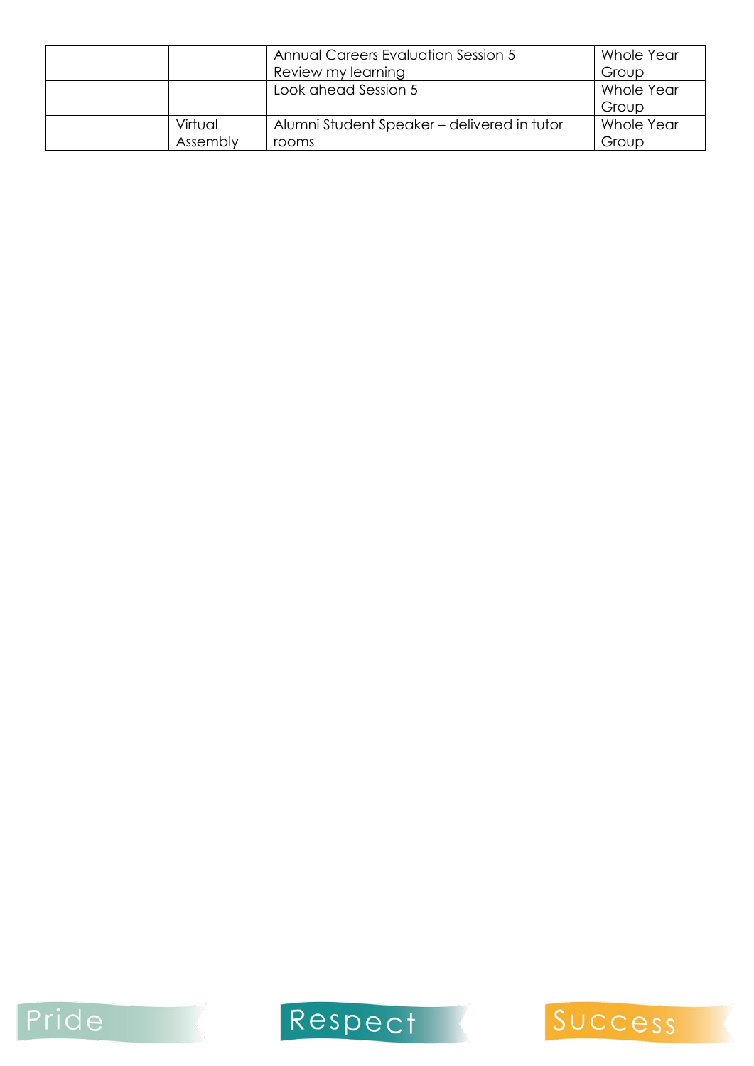| | | | |
|---|---|---|---|
| | | Annual Careers Evaluation Session 5 Review my learning | Whole Year Group |
| | | Look ahead Session 5 | Whole Year Group |
| | Virtual Assembly | Alumni Student Speaker – delivered in tutor rooms | Whole Year Group |

Pride Respect Success